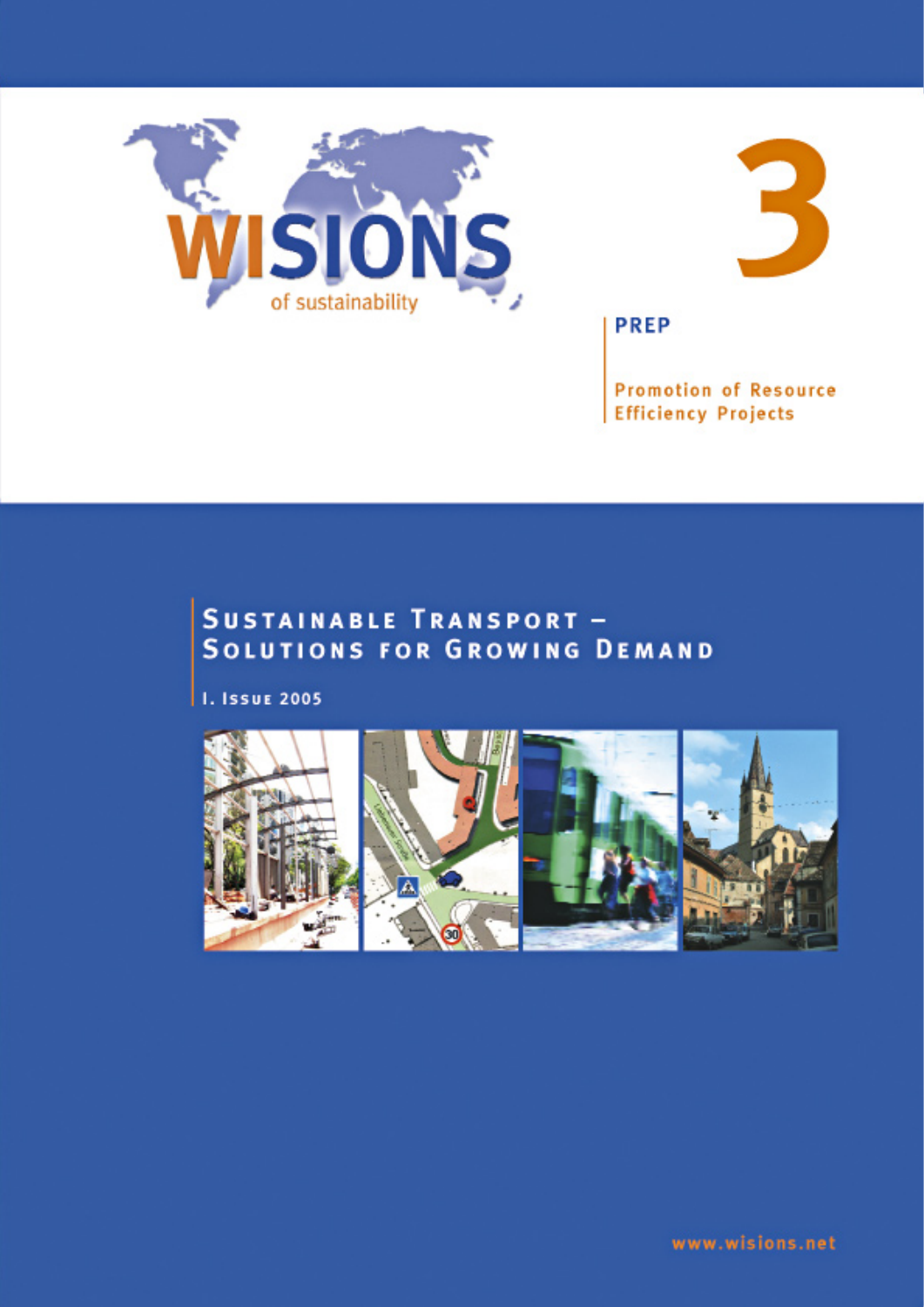# WISIONS of sustainability

# 3

**PREP**

**Promotion of Resource Efficiency Projects**

## Sustainable Transport – Solutions for Growing Demand

I. Issue 2005

www.wisions.net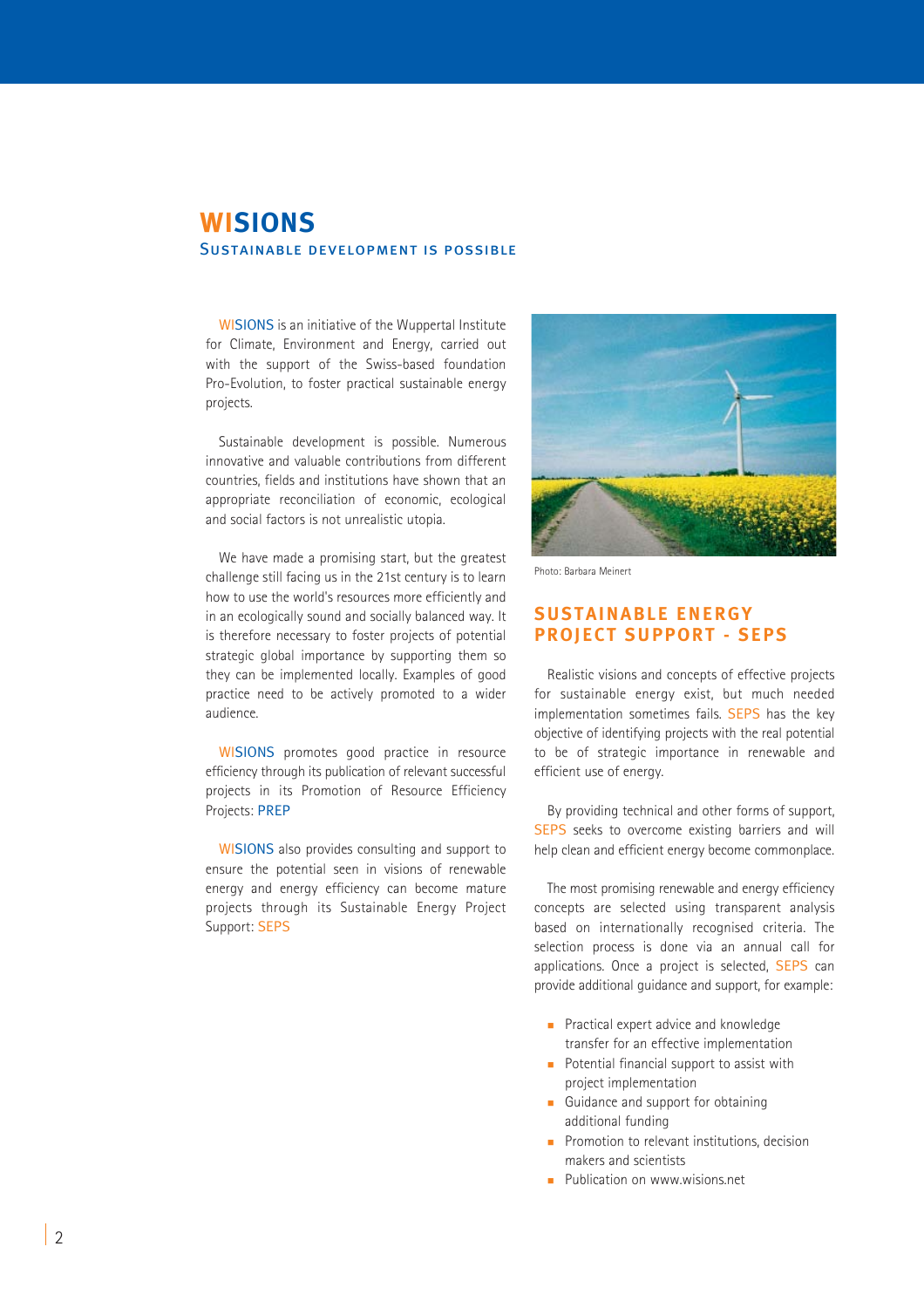# WISIONS

## Sustainable development is possible

WISIONS is an initiative of the Wuppertal Institute for Climate, Environment and Energy, carried out with the support of the Swiss-based foundation Pro-Evolution, to foster practical sustainable energy projects.

Sustainable development is possible. Numerous innovative and valuable contributions from different countries, fields and institutions have shown that an appropriate reconciliation of economic, ecological and social factors is not unrealistic utopia.

We have made a promising start, but the greatest challenge still facing us in the 21st century is to learn how to use the world's resources more efficiently and in an ecologically sound and socially balanced way. It is therefore necessary to foster projects of potential strategic global importance by supporting them so they can be implemented locally. Examples of good practice need to be actively promoted to a wider audience.

WISIONS promotes good practice in resource efficiency through its publication of relevant successful projects in its Promotion of Resource Efficiency Projects: PREP

WISIONS also provides consulting and support to ensure the potential seen in visions of renewable energy and energy efficiency can become mature projects through its Sustainable Energy Project Support: SEPS

Photo: Barbara Meinert

## Sustainable Energy Project Support - SEPS

Realistic visions and concepts of effective projects for sustainable energy exist, but much needed implementation sometimes fails. SEPS has the key objective of identifying projects with the real potential to be of strategic importance in renewable and efficient use of energy.

By providing technical and other forms of support, SEPS seeks to overcome existing barriers and will help clean and efficient energy become commonplace.

The most promising renewable and energy efficiency concepts are selected using transparent analysis based on internationally recognised criteria. The selection process is done via an annual call for applications. Once a project is selected, SEPS can provide additional guidance and support, for example:

- Practical expert advice and knowledge transfer for an effective implementation
- Potential financial support to assist with project implementation
- Guidance and support for obtaining additional funding
- Promotion to relevant institutions, decision makers and scientists
- Publication on www.wisions.net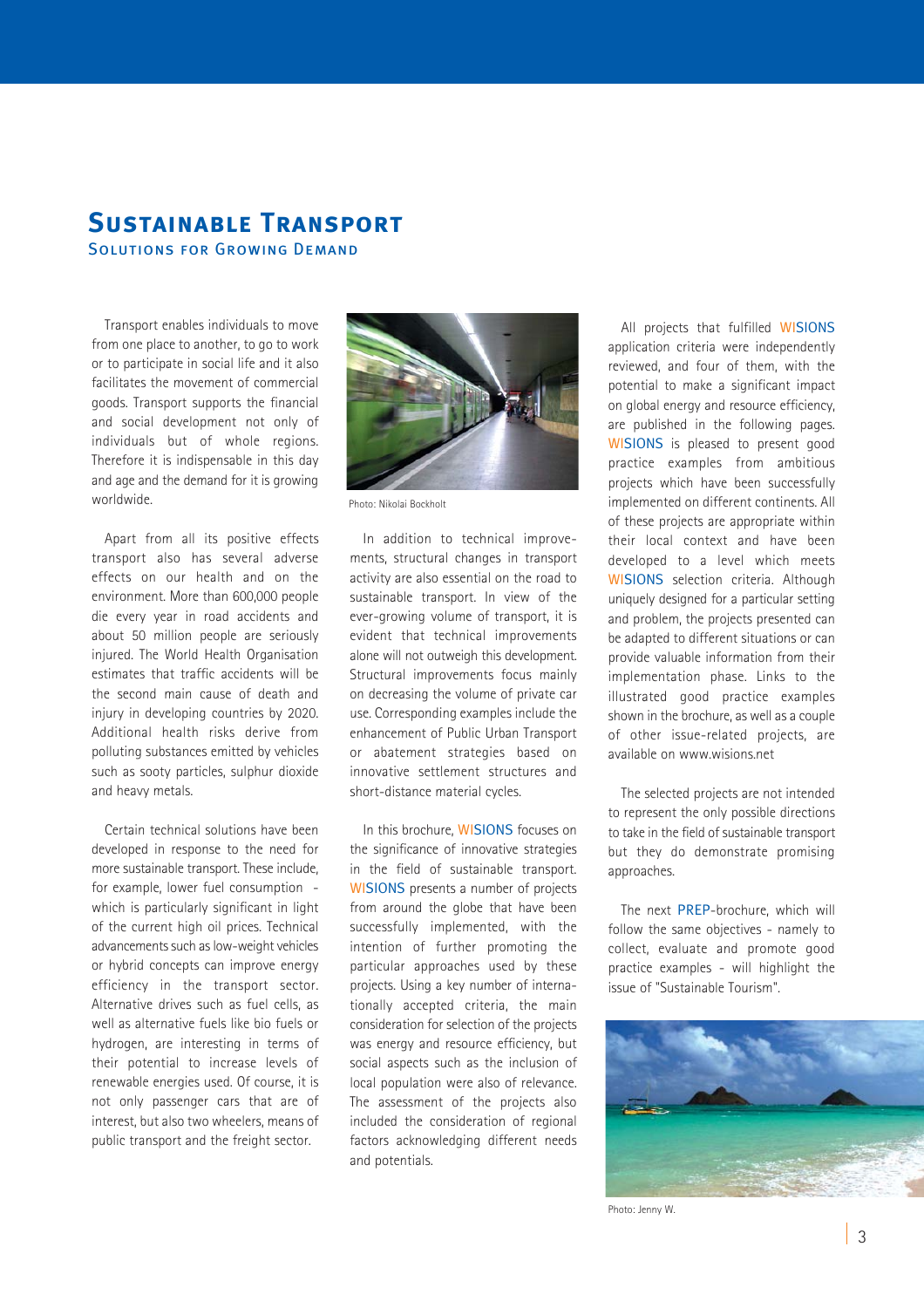# Sustainable Transport

## Solutions for Growing Demand

Transport enables individuals to move from one place to another, to go to work or to participate in social life and it also facilitates the movement of commercial goods. Transport supports the financial and social development not only of individuals but of whole regions. Therefore it is indispensable in this day and age and the demand for it is growing worldwide.

Apart from all its positive effects transport also has several adverse effects on our health and on the environment. More than 600,000 people die every year in road accidents and about 50 million people are seriously injured. The World Health Organisation estimates that traffic accidents will be the second main cause of death and injury in developing countries by 2020. Additional health risks derive from polluting substances emitted by vehicles such as sooty particles, sulphur dioxide and heavy metals.

Certain technical solutions have been developed in response to the need for more sustainable transport. These include, for example, lower fuel consumption - which is particularly significant in light of the current high oil prices. Technical advancements such as low-weight vehicles or hybrid concepts can improve energy efficiency in the transport sector. Alternative drives such as fuel cells, as well as alternative fuels like bio fuels or hydrogen, are interesting in terms of their potential to increase levels of renewable energies used. Of course, it is not only passenger cars that are of interest, but also two wheelers, means of public transport and the freight sector.

Photo: Nikolai Bockholt

In addition to technical improvements, structural changes in transport activity are also essential on the road to sustainable transport. In view of the ever-growing volume of transport, it is evident that technical improvements alone will not outweigh this development. Structural improvements focus mainly on decreasing the volume of private car use. Corresponding examples include the enhancement of Public Urban Transport or abatement strategies based on innovative settlement structures and short-distance material cycles.

In this brochure, WISIONS focuses on the significance of innovative strategies in the field of sustainable transport. WISIONS presents a number of projects from around the globe that have been successfully implemented, with the intention of further promoting the particular approaches used by these projects. Using a key number of internationally accepted criteria, the main consideration for selection of the projects was energy and resource efficiency, but social aspects such as the inclusion of local population were also of relevance. The assessment of the projects also included the consideration of regional factors acknowledging different needs and potentials.

All projects that fulfilled WISIONS application criteria were independently reviewed, and four of them, with the potential to make a significant impact on global energy and resource efficiency, are published in the following pages. WISIONS is pleased to present good practice examples from ambitious projects which have been successfully implemented on different continents. All of these projects are appropriate within their local context and have been developed to a level which meets WISIONS selection criteria. Although uniquely designed for a particular setting and problem, the projects presented can be adapted to different situations or can provide valuable information from their implementation phase. Links to the illustrated good practice examples shown in the brochure, as well as a couple of other issue-related projects, are available on www.wisions.net

The selected projects are not intended to represent the only possible directions to take in the field of sustainable transport but they do demonstrate promising approaches.

The next PREP-brochure, which will follow the same objectives - namely to collect, evaluate and promote good practice examples - will highlight the issue of "Sustainable Tourism".

Photo: Jenny W.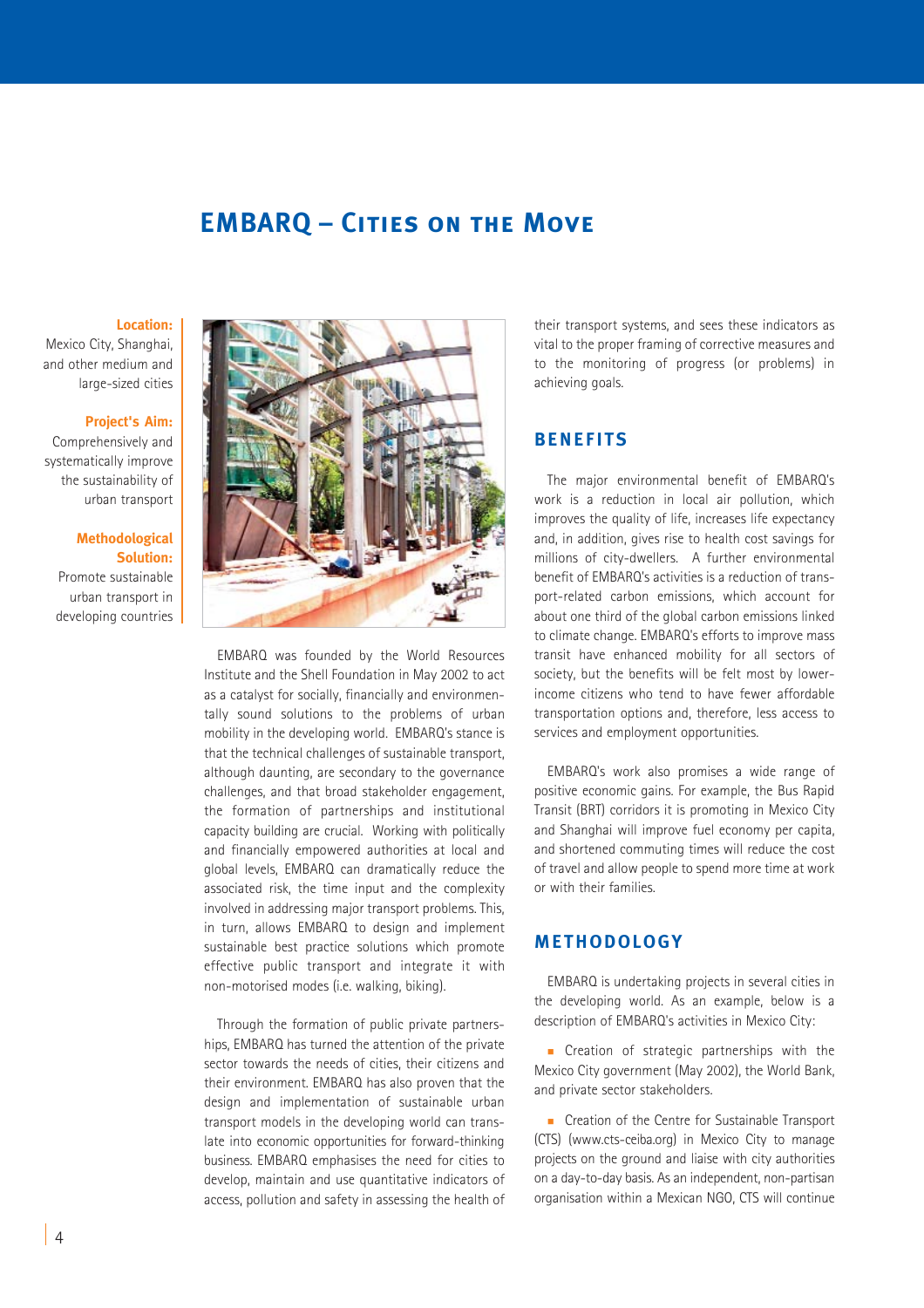# EMBARQ – Cities on the Move

**Location:**
Mexico City, Shanghai, and other medium and large-sized cities

**Project's Aim:**
Comprehensively and systematically improve the sustainability of urban transport

**Methodological Solution:**
Promote sustainable urban transport in developing countries

EMBARQ was founded by the World Resources Institute and the Shell Foundation in May 2002 to act as a catalyst for socially, financially and environmentally sound solutions to the problems of urban mobility in the developing world. EMBARQ's stance is that the technical challenges of sustainable transport, although daunting, are secondary to the governance challenges, and that broad stakeholder engagement, the formation of partnerships and institutional capacity building are crucial. Working with politically and financially empowered authorities at local and global levels, EMBARQ can dramatically reduce the associated risk, the time input and the complexity involved in addressing major transport problems. This, in turn, allows EMBARQ to design and implement sustainable best practice solutions which promote effective public transport and integrate it with non-motorised modes (i.e. walking, biking).

Through the formation of public private partnerships, EMBARQ has turned the attention of the private sector towards the needs of cities, their citizens and their environment. EMBARQ has also proven that the design and implementation of sustainable urban transport models in the developing world can translate into economic opportunities for forward-thinking business. EMBARQ emphasises the need for cities to develop, maintain and use quantitative indicators of access, pollution and safety in assessing the health of their transport systems, and sees these indicators as vital to the proper framing of corrective measures and to the monitoring of progress (or problems) in achieving goals.

## BENEFITS

The major environmental benefit of EMBARQ's work is a reduction in local air pollution, which improves the quality of life, increases life expectancy and, in addition, gives rise to health cost savings for millions of city-dwellers. A further environmental benefit of EMBARQ's activities is a reduction of transport-related carbon emissions, which account for about one third of the global carbon emissions linked to climate change. EMBARQ's efforts to improve mass transit have enhanced mobility for all sectors of society, but the benefits will be felt most by lower-income citizens who tend to have fewer affordable transportation options and, therefore, less access to services and employment opportunities.

EMBARQ's work also promises a wide range of positive economic gains. For example, the Bus Rapid Transit (BRT) corridors it is promoting in Mexico City and Shanghai will improve fuel economy per capita, and shortened commuting times will reduce the cost of travel and allow people to spend more time at work or with their families.

## METHODOLOGY

EMBARQ is undertaking projects in several cities in the developing world. As an example, below is a description of EMBARQ's activities in Mexico City:

- Creation of strategic partnerships with the Mexico City government (May 2002), the World Bank, and private sector stakeholders.

- Creation of the Centre for Sustainable Transport (CTS) (www.cts-ceiba.org) in Mexico City to manage projects on the ground and liaise with city authorities on a day-to-day basis. As an independent, non-partisan organisation within a Mexican NGO, CTS will continue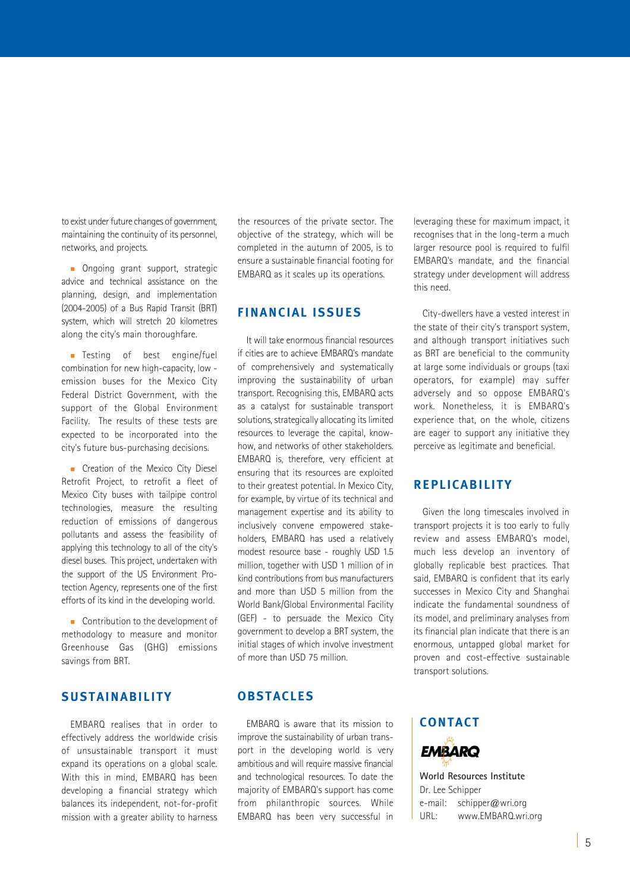to exist under future changes of government, maintaining the continuity of its personnel, networks, and projects.

- Ongoing grant support, strategic advice and technical assistance on the planning, design, and implementation (2004-2005) of a Bus Rapid Transit (BRT) system, which will stretch 20 kilometres along the city's main thoroughfare.

- Testing of best engine/fuel combination for new high-capacity, low - emission buses for the Mexico City Federal District Government, with the support of the Global Environment Facility. The results of these tests are expected to be incorporated into the city's future bus-purchasing decisions.

- Creation of the Mexico City Diesel Retrofit Project, to retrofit a fleet of Mexico City buses with tailpipe control technologies, measure the resulting reduction of emissions of dangerous pollutants and assess the feasibility of applying this technology to all of the city's diesel buses. This project, undertaken with the support of the US Environment Protection Agency, represents one of the first efforts of its kind in the developing world.

- Contribution to the development of methodology to measure and monitor Greenhouse Gas (GHG) emissions savings from BRT.

## SUSTAINABILITY

EMBARQ realises that in order to effectively address the worldwide crisis of unsustainable transport it must expand its operations on a global scale. With this in mind, EMBARQ has been developing a financial strategy which balances its independent, not-for-profit mission with a greater ability to harness the resources of the private sector. The objective of the strategy, which will be completed in the autumn of 2005, is to ensure a sustainable financial footing for EMBARQ as it scales up its operations.

## FINANCIAL ISSUES

It will take enormous financial resources if cities are to achieve EMBARQ's mandate of comprehensively and systematically improving the sustainability of urban transport. Recognising this, EMBARQ acts as a catalyst for sustainable transport solutions, strategically allocating its limited resources to leverage the capital, know-how, and networks of other stakeholders. EMBARQ is, therefore, very efficient at ensuring that its resources are exploited to their greatest potential. In Mexico City, for example, by virtue of its technical and management expertise and its ability to inclusively convene empowered stakeholders, EMBARQ has used a relatively modest resource base - roughly USD 1.5 million, together with USD 1 million of in kind contributions from bus manufacturers and more than USD 5 million from the World Bank/Global Environmental Facility (GEF) - to persuade the Mexico City government to develop a BRT system, the initial stages of which involve investment of more than USD 75 million.

## OBSTACLES

EMBARQ is aware that its mission to improve the sustainability of urban transport in the developing world is very ambitious and will require massive financial and technological resources. To date the majority of EMBARQ's support has come from philanthropic sources. While EMBARQ has been very successful in leveraging these for maximum impact, it recognises that in the long-term a much larger resource pool is required to fulfil EMBARQ's mandate, and the financial strategy under development will address this need.

City-dwellers have a vested interest in the state of their city's transport system, and although transport initiatives such as BRT are beneficial to the community at large some individuals or groups (taxi operators, for example) may suffer adversely and so oppose EMBARQ's work. Nonetheless, it is EMBARQ's experience that, on the whole, citizens are eager to support any initiative they perceive as legitimate and beneficial.

## REPLICABILITY

Given the long timescales involved in transport projects it is too early to fully review and assess EMBARQ's model, much less develop an inventory of globally replicable best practices. That said, EMBARQ is confident that its early successes in Mexico City and Shanghai indicate the fundamental soundness of its model, and preliminary analyses from its financial plan indicate that there is an enormous, untapped global market for proven and cost-effective sustainable transport solutions.

## CONTACT

EMBARQ

World Resources Institute
Dr. Lee Schipper
e-mail: schipper@wri.org
URL: www.EMBARQ.wri.org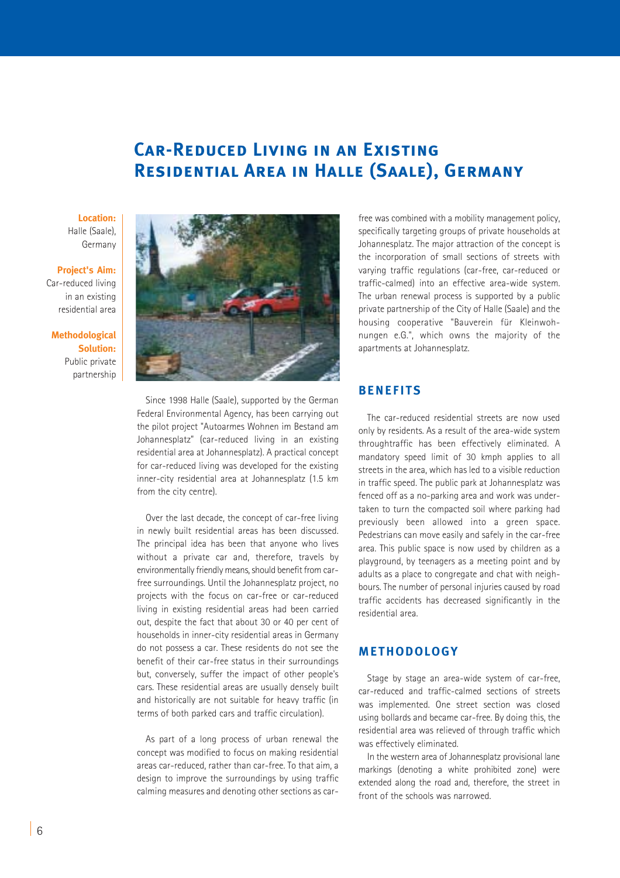# Car-Reduced Living in an Existing Residential Area in Halle (Saale), Germany

**Location:**
Halle (Saale), Germany

**Project's Aim:**
Car-reduced living in an existing residential area

**Methodological Solution:**
Public private partnership

Since 1998 Halle (Saale), supported by the German Federal Environmental Agency, has been carrying out the pilot project "Autoarmes Wohnen im Bestand am Johannesplatz" (car-reduced living in an existing residential area at Johannesplatz). A practical concept for car-reduced living was developed for the existing inner-city residential area at Johannesplatz (1.5 km from the city centre).

Over the last decade, the concept of car-free living in newly built residential areas has been discussed. The principal idea has been that anyone who lives without a private car and, therefore, travels by environmentally friendly means, should benefit from car-free surroundings. Until the Johannesplatz project, no projects with the focus on car-free or car-reduced living in existing residential areas had been carried out, despite the fact that about 30 or 40 per cent of households in inner-city residential areas in Germany do not possess a car. These residents do not see the benefit of their car-free status in their surroundings but, conversely, suffer the impact of other people's cars. These residential areas are usually densely built and historically are not suitable for heavy traffic (in terms of both parked cars and traffic circulation).

As part of a long process of urban renewal the concept was modified to focus on making residential areas car-reduced, rather than car-free. To that aim, a design to improve the surroundings by using traffic calming measures and denoting other sections as car-free was combined with a mobility management policy, specifically targeting groups of private households at Johannesplatz. The major attraction of the concept is the incorporation of small sections of streets with varying traffic regulations (car-free, car-reduced or traffic-calmed) into an effective area-wide system. The urban renewal process is supported by a public private partnership of the City of Halle (Saale) and the housing cooperative "Bauverein für Kleinwohnungen e.G.", which owns the majority of the apartments at Johannesplatz.

## Benefits

The car-reduced residential streets are now used only by residents. As a result of the area-wide system throughtraffic has been effectively eliminated. A mandatory speed limit of 30 kmph applies to all streets in the area, which has led to a visible reduction in traffic speed. The public park at Johannesplatz was fenced off as a no-parking area and work was undertaken to turn the compacted soil where parking had previously been allowed into a green space. Pedestrians can move easily and safely in the car-free area. This public space is now used by children as a playground, by teenagers as a meeting point and by adults as a place to congregate and chat with neighbours. The number of personal injuries caused by road traffic accidents has decreased significantly in the residential area.

## Methodology

Stage by stage an area-wide system of car-free, car-reduced and traffic-calmed sections of streets was implemented. One street section was closed using bollards and became car-free. By doing this, the residential area was relieved of through traffic which was effectively eliminated.

In the western area of Johannesplatz provisional lane markings (denoting a white prohibited zone) were extended along the road and, therefore, the street in front of the schools was narrowed.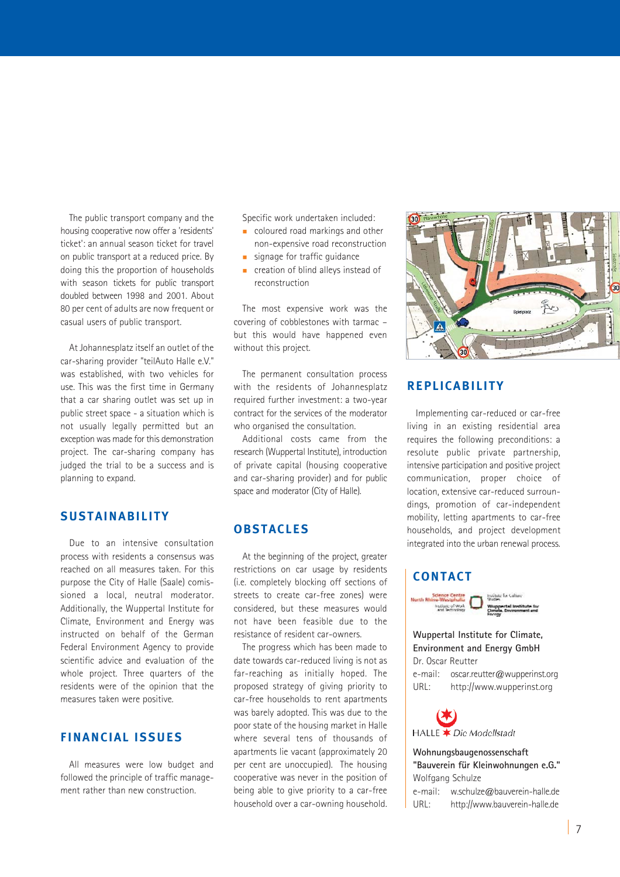The public transport company and the housing cooperative now offer a 'residents' ticket': an annual season ticket for travel on public transport at a reduced price. By doing this the proportion of households with season tickets for public transport doubled between 1998 and 2001. About 80 per cent of adults are now frequent or casual users of public transport.

At Johannesplatz itself an outlet of the car-sharing provider "teilAuto Halle e.V." was established, with two vehicles for use. This was the first time in Germany that a car sharing outlet was set up in public street space - a situation which is not usually legally permitted but an exception was made for this demonstration project. The car-sharing company has judged the trial to be a success and is planning to expand.

## SUSTAINABILITY

Due to an intensive consultation process with residents a consensus was reached on all measures taken. For this purpose the City of Halle (Saale) commissioned a local, neutral moderator. Additionally, the Wuppertal Institute for Climate, Environment and Energy was instructed on behalf of the German Federal Environment Agency to provide scientific advice and evaluation of the whole project. Three quarters of the residents were of the opinion that the measures taken were positive.

## FINANCIAL ISSUES

All measures were low budget and followed the principle of traffic management rather than new construction.

Specific work undertaken included:

- coloured road markings and other non-expensive road reconstruction
- signage for traffic guidance
- creation of blind alleys instead of reconstruction

The most expensive work was the covering of cobblestones with tarmac – but this would have happened even without this project.

The permanent consultation process with the residents of Johannesplatz required further investment: a two-year contract for the services of the moderator who organised the consultation.

Additional costs came from the research (Wuppertal Institute), introduction of private capital (housing cooperative and car-sharing provider) and for public space and moderator (City of Halle).

## OBSTACLES

At the beginning of the project, greater restrictions on car usage by residents (i.e. completely blocking off sections of streets to create car-free zones) were considered, but these measures would not have been feasible due to the resistance of resident car-owners.

The progress which has been made to date towards car-reduced living is not as far-reaching as initially hoped. The proposed strategy of giving priority to car-free households to rent apartments was barely adopted. This was due to the poor state of the housing market in Halle where several tens of thousands of apartments lie vacant (approximately 20 per cent are unoccupied). The housing cooperative was never in the position of being able to give priority to a car-free household over a car-owning household.

## REPLICABILITY

Implementing car-reduced or car-free living in an existing residential area requires the following preconditions: a resolute public private partnership, intensive participation and positive project communication, proper choice of location, extensive car-reduced surroundings, promotion of car-independent mobility, letting apartments to car-free households, and project development integrated into the urban renewal process.

## CONTACT

**Wuppertal Institute for Climate, Environment and Energy GmbH**
Dr. Oscar Reutter
e-mail: oscar.reutter@wupperinst.org
URL: http://www.wupperinst.org

HALLE Die Modellstadt

**Wohnungsbaugenossenschaft "Bauverein für Kleinwohnungen e.G."**
Wolfgang Schulze
e-mail: w.schulze@bauverein-halle.de
URL: http://www.bauverein-halle.de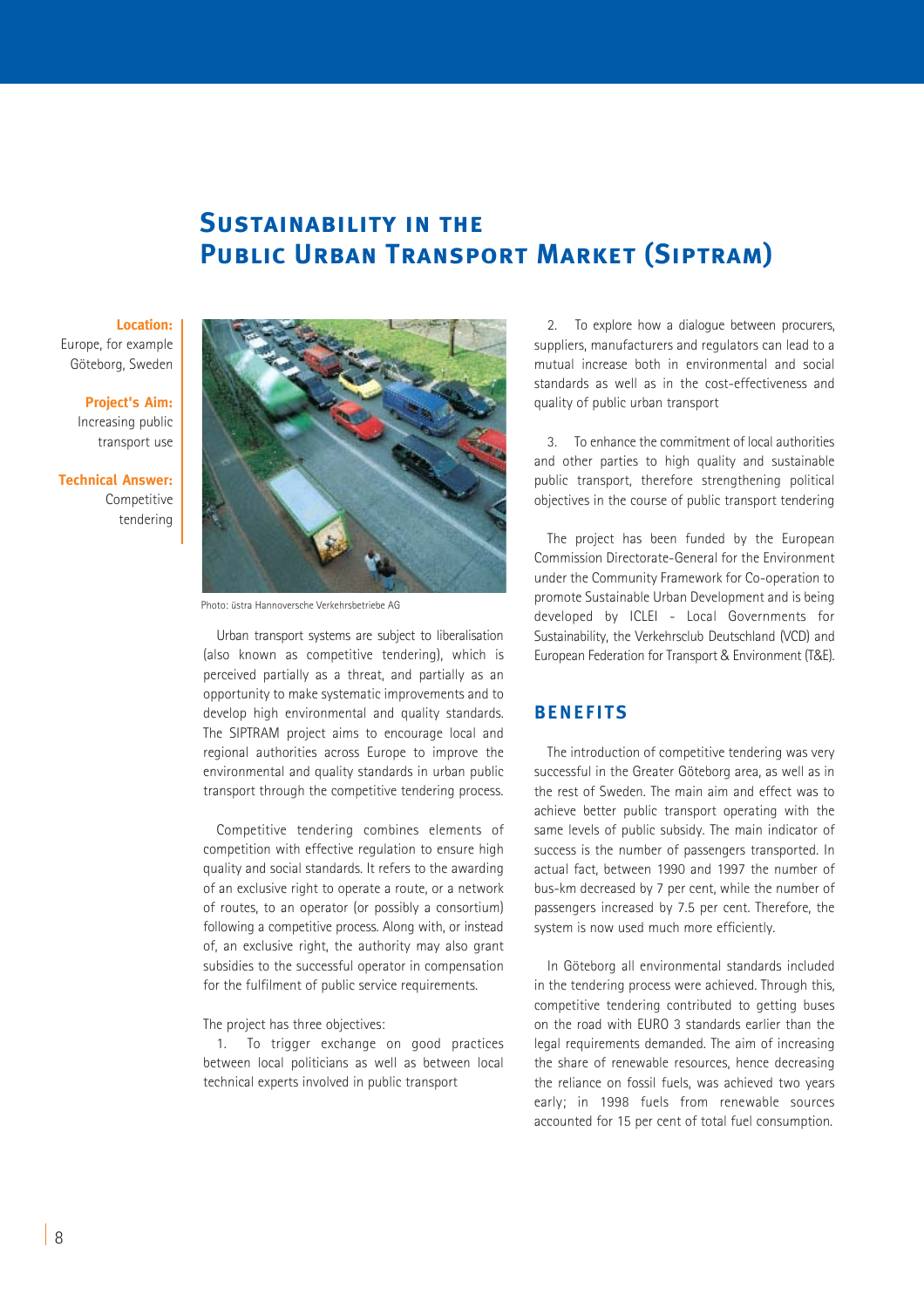# Sustainability in the Public Urban Transport Market (Siptram)

**Location:** Europe, for example Göteborg, Sweden

**Project's Aim:** Increasing public transport use

**Technical Answer:** Competitive tendering

Photo: üstra Hannoversche Verkehrsbetriebe AG

Urban transport systems are subject to liberalisation (also known as competitive tendering), which is perceived partially as a threat, and partially as an opportunity to make systematic improvements and to develop high environmental and quality standards. The SIPTRAM project aims to encourage local and regional authorities across Europe to improve the environmental and quality standards in urban public transport through the competitive tendering process.

Competitive tendering combines elements of competition with effective regulation to ensure high quality and social standards. It refers to the awarding of an exclusive right to operate a route, or a network of routes, to an operator (or possibly a consortium) following a competitive process. Along with, or instead of, an exclusive right, the authority may also grant subsidies to the successful operator in compensation for the fulfilment of public service requirements.

The project has three objectives:

1. To trigger exchange on good practices between local politicians as well as between local technical experts involved in public transport
2. To explore how a dialogue between procurers, suppliers, manufacturers and regulators can lead to a mutual increase both in environmental and social standards as well as in the cost-effectiveness and quality of public urban transport
3. To enhance the commitment of local authorities and other parties to high quality and sustainable public transport, therefore strengthening political objectives in the course of public transport tendering

The project has been funded by the European Commission Directorate-General for the Environment under the Community Framework for Co-operation to promote Sustainable Urban Development and is being developed by ICLEI - Local Governments for Sustainability, the Verkehrsclub Deutschland (VCD) and European Federation for Transport & Environment (T&E).

## Benefits

The introduction of competitive tendering was very successful in the Greater Göteborg area, as well as in the rest of Sweden. The main aim and effect was to achieve better public transport operating with the same levels of public subsidy. The main indicator of success is the number of passengers transported. In actual fact, between 1990 and 1997 the number of bus-km decreased by 7 per cent, while the number of passengers increased by 7.5 per cent. Therefore, the system is now used much more efficiently.

In Göteborg all environmental standards included in the tendering process were achieved. Through this, competitive tendering contributed to getting buses on the road with EURO 3 standards earlier than the legal requirements demanded. The aim of increasing the share of renewable resources, hence decreasing the reliance on fossil fuels, was achieved two years early; in 1998 fuels from renewable sources accounted for 15 per cent of total fuel consumption.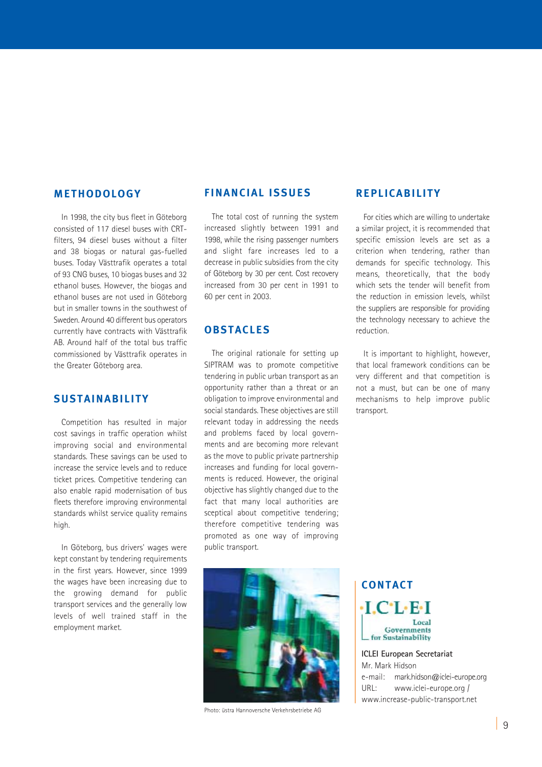## METHODOLOGY

In 1998, the city bus fleet in Göteborg consisted of 117 diesel buses with CRT-filters, 94 diesel buses without a filter and 38 biogas or natural gas-fuelled buses. Today Västtrafik operates a total of 93 CNG buses, 10 biogas buses and 32 ethanol buses. However, the biogas and ethanol buses are not used in Göteborg but in smaller towns in the southwest of Sweden. Around 40 different bus operators currently have contracts with Västtrafik AB. Around half of the total bus traffic commissioned by Västtrafik operates in the Greater Göteborg area.

## SUSTAINABILITY

Competition has resulted in major cost savings in traffic operation whilst improving social and environmental standards. These savings can be used to increase the service levels and to reduce ticket prices. Competitive tendering can also enable rapid modernisation of bus fleets therefore improving environmental standards whilst service quality remains high.

In Göteborg, bus drivers' wages were kept constant by tendering requirements in the first years. However, since 1999 the wages have been increasing due to the growing demand for public transport services and the generally low levels of well trained staff in the employment market.

## FINANCIAL ISSUES

The total cost of running the system increased slightly between 1991 and 1998, while the rising passenger numbers and slight fare increases led to a decrease in public subsidies from the city of Göteborg by 30 per cent. Cost recovery increased from 30 per cent in 1991 to 60 per cent in 2003.

## OBSTACLES

The original rationale for setting up SIPTRAM was to promote competitive tendering in public urban transport as an opportunity rather than a threat or an obligation to improve environmental and social standards. These objectives are still relevant today in addressing the needs and problems faced by local governments and are becoming more relevant as the move to public private partnership increases and funding for local governments is reduced. However, the original objective has slightly changed due to the fact that many local authorities are sceptical about competitive tendering; therefore competitive tendering was promoted as one way of improving public transport.

Photo: üstra Hannoversche Verkehrsbetriebe AG

## REPLICABILITY

For cities which are willing to undertake a similar project, it is recommended that specific emission levels are set as a criterion when tendering, rather than demands for specific technology. This means, theoretically, that the body which sets the tender will benefit from the reduction in emission levels, whilst the suppliers are responsible for providing the technology necessary to achieve the reduction.

It is important to highlight, however, that local framework conditions can be very different and that competition is not a must, but can be one of many mechanisms to help improve public transport.

## CONTACT

I.C.L.E.I Local Governments for Sustainability

**ICLEI European Secretariat**
Mr. Mark Hidson
e-mail: mark.hidson@iclei-europe.org
URL: www.iclei-europe.org / www.increase-public-transport.net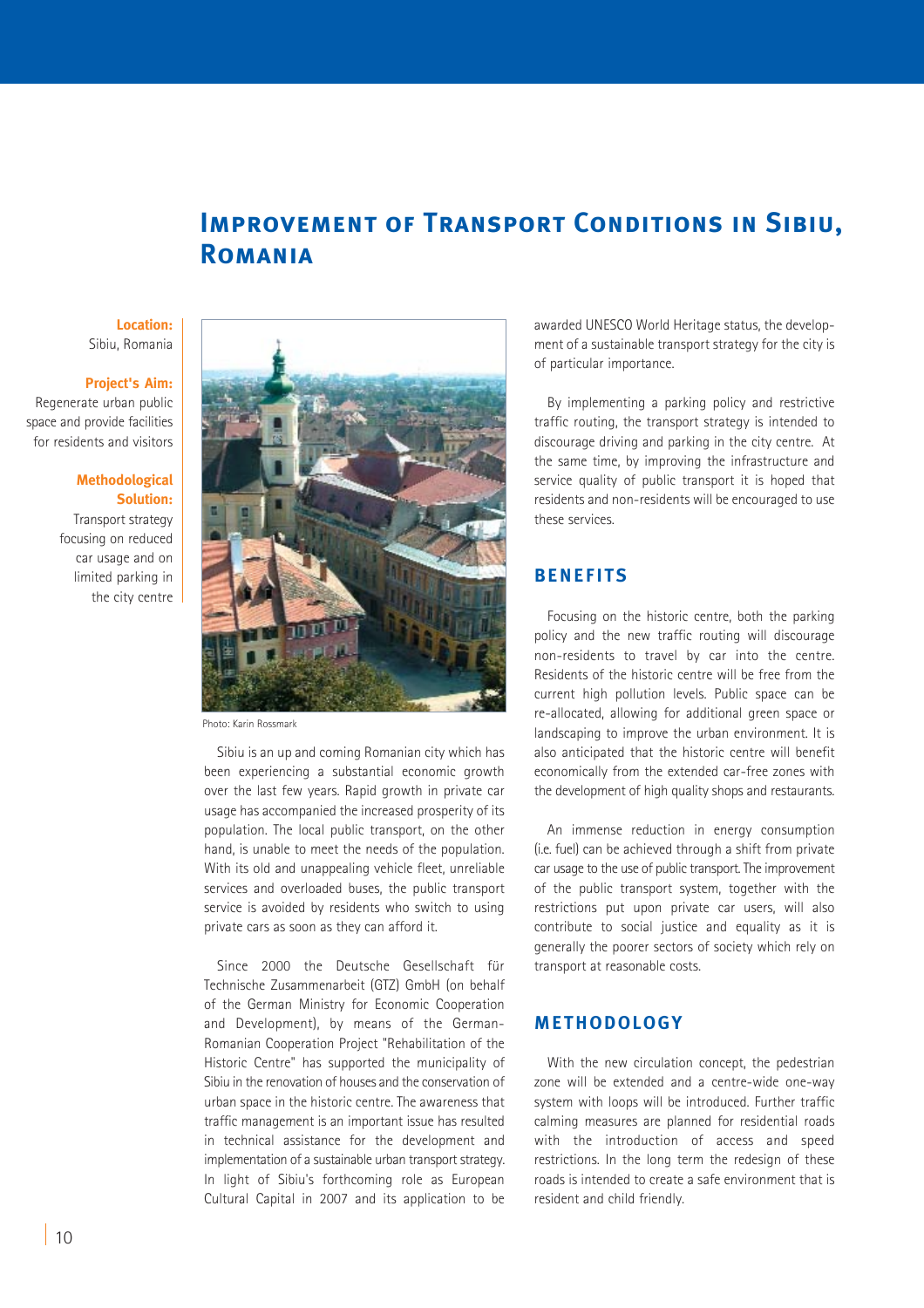# Improvement of Transport Conditions in Sibiu, Romania

**Location:**
Sibiu, Romania

**Project's Aim:**
Regenerate urban public space and provide facilities for residents and visitors

**Methodological Solution:**
Transport strategy focusing on reduced car usage and on limited parking in the city centre

Photo: Karin Rossmark

Sibiu is an up and coming Romanian city which has been experiencing a substantial economic growth over the last few years. Rapid growth in private car usage has accompanied the increased prosperity of its population. The local public transport, on the other hand, is unable to meet the needs of the population. With its old and unappealing vehicle fleet, unreliable services and overloaded buses, the public transport service is avoided by residents who switch to using private cars as soon as they can afford it.

Since 2000 the Deutsche Gesellschaft für Technische Zusammenarbeit (GTZ) GmbH (on behalf of the German Ministry for Economic Cooperation and Development), by means of the German-Romanian Cooperation Project "Rehabilitation of the Historic Centre" has supported the municipality of Sibiu in the renovation of houses and the conservation of urban space in the historic centre. The awareness that traffic management is an important issue has resulted in technical assistance for the development and implementation of a sustainable urban transport strategy. In light of Sibiu's forthcoming role as European Cultural Capital in 2007 and its application to be awarded UNESCO World Heritage status, the development of a sustainable transport strategy for the city is of particular importance.

By implementing a parking policy and restrictive traffic routing, the transport strategy is intended to discourage driving and parking in the city centre. At the same time, by improving the infrastructure and service quality of public transport it is hoped that residents and non-residents will be encouraged to use these services.

## Benefits

Focusing on the historic centre, both the parking policy and the new traffic routing will discourage non-residents to travel by car into the centre. Residents of the historic centre will be free from the current high pollution levels. Public space can be re-allocated, allowing for additional green space or landscaping to improve the urban environment. It is also anticipated that the historic centre will benefit economically from the extended car-free zones with the development of high quality shops and restaurants.

An immense reduction in energy consumption (i.e. fuel) can be achieved through a shift from private car usage to the use of public transport. The improvement of the public transport system, together with the restrictions put upon private car users, will also contribute to social justice and equality as it is generally the poorer sectors of society which rely on transport at reasonable costs.

## Methodology

With the new circulation concept, the pedestrian zone will be extended and a centre-wide one-way system with loops will be introduced. Further traffic calming measures are planned for residential roads with the introduction of access and speed restrictions. In the long term the redesign of these roads is intended to create a safe environment that is resident and child friendly.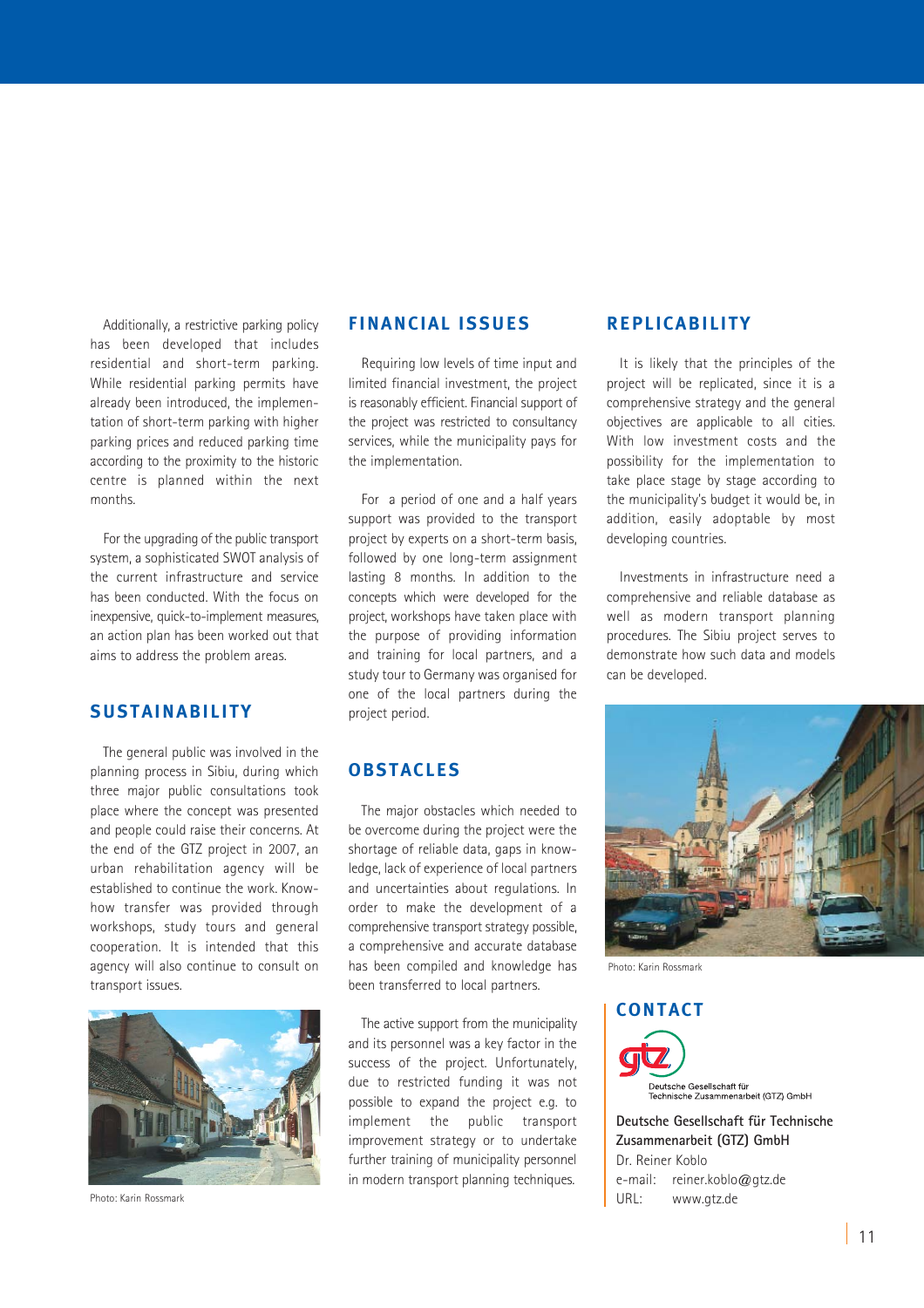Additionally, a restrictive parking policy has been developed that includes residential and short-term parking. While residential parking permits have already been introduced, the implementation of short-term parking with higher parking prices and reduced parking time according to the proximity to the historic centre is planned within the next months.

For the upgrading of the public transport system, a sophisticated SWOT analysis of the current infrastructure and service has been conducted. With the focus on inexpensive, quick-to-implement measures, an action plan has been worked out that aims to address the problem areas.

## SUSTAINABILITY

The general public was involved in the planning process in Sibiu, during which three major public consultations took place where the concept was presented and people could raise their concerns. At the end of the GTZ project in 2007, an urban rehabilitation agency will be established to continue the work. Know-how transfer was provided through workshops, study tours and general cooperation. It is intended that this agency will also continue to consult on transport issues.

Photo: Karin Rossmark

## FINANCIAL ISSUES

Requiring low levels of time input and limited financial investment, the project is reasonably efficient. Financial support of the project was restricted to consultancy services, while the municipality pays for the implementation.

For a period of one and a half years support was provided to the transport project by experts on a short-term basis, followed by one long-term assignment lasting 8 months. In addition to the concepts which were developed for the project, workshops have taken place with the purpose of providing information and training for local partners, and a study tour to Germany was organised for one of the local partners during the project period.

## OBSTACLES

The major obstacles which needed to be overcome during the project were the shortage of reliable data, gaps in knowledge, lack of experience of local partners and uncertainties about regulations. In order to make the development of a comprehensive transport strategy possible, a comprehensive and accurate database has been compiled and knowledge has been transferred to local partners.

The active support from the municipality and its personnel was a key factor in the success of the project. Unfortunately, due to restricted funding it was not possible to expand the project e.g. to implement the public transport improvement strategy or to undertake further training of municipality personnel in modern transport planning techniques.

## REPLICABILITY

It is likely that the principles of the project will be replicated, since it is a comprehensive strategy and the general objectives are applicable to all cities. With low investment costs and the possibility for the implementation to take place stage by stage according to the municipality's budget it would be, in addition, easily adoptable by most developing countries.

Investments in infrastructure need a comprehensive and reliable database as well as modern transport planning procedures. The Sibiu project serves to demonstrate how such data and models can be developed.

Photo: Karin Rossmark

## CONTACT

Deutsche Gesellschaft für Technische Zusammenarbeit (GTZ) GmbH

**Deutsche Gesellschaft für Technische Zusammenarbeit (GTZ) GmbH**
Dr. Reiner Koblo
e-mail: reiner.koblo@gtz.de
URL: www.gtz.de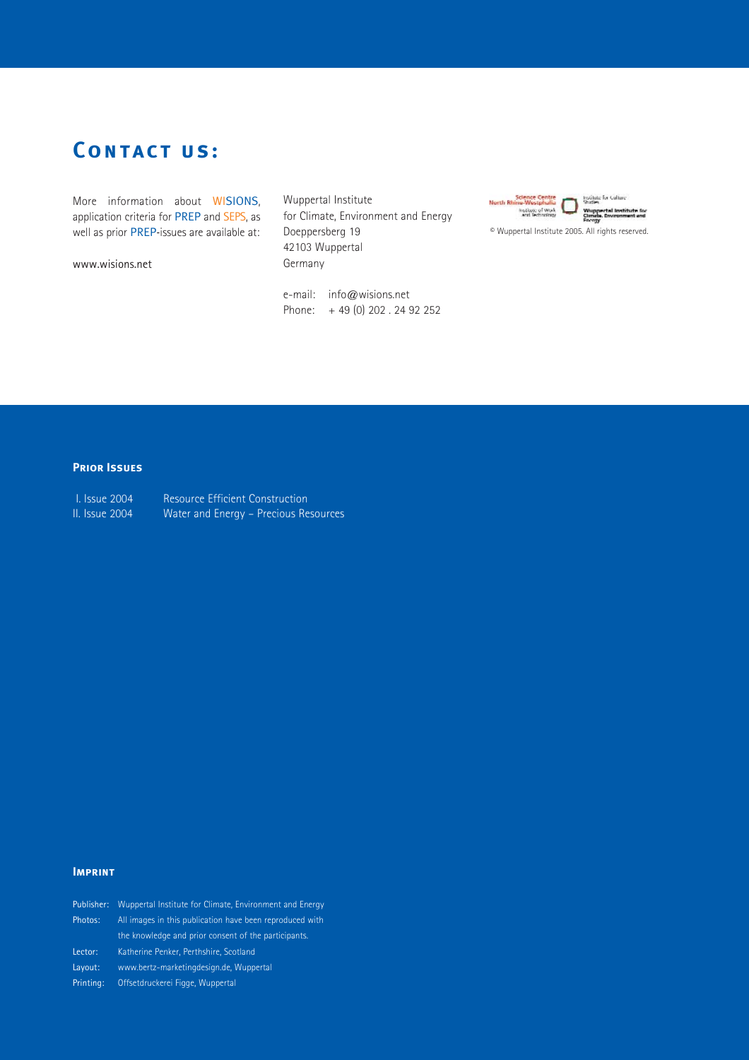# Contact us:

More information about WISIONS, application criteria for PREP and SEPS, as well as prior PREP-issues are available at:

www.wisions.net

Wuppertal Institute
for Climate, Environment and Energy
Doeppersberg 19
42103 Wuppertal
Germany

e-mail: info@wisions.net
Phone: + 49 (0) 202 . 24 92 252

Science Centre North Rhine-Westphalia
Institute of Work and Technology
Institute for Culture Studies
Wuppertal Institute for Climate, Environment and Energy

© Wuppertal Institute 2005. All rights reserved.

### Prior Issues

| | |
|---|---|
| I. Issue 2004 | Resource Efficient Construction |
| II. Issue 2004 | Water and Energy – Precious Resources |

### Imprint

| | |
|---|---|
| Publisher: | Wuppertal Institute for Climate, Environment and Energy |
| Photos: | All images in this publication have been reproduced with the knowledge and prior consent of the participants. |
| Lector: | Katherine Penker, Perthshire, Scotland |
| Layout: | www.bertz-marketingdesign.de, Wuppertal |
| Printing: | Offsetdruckerei Figge, Wuppertal |